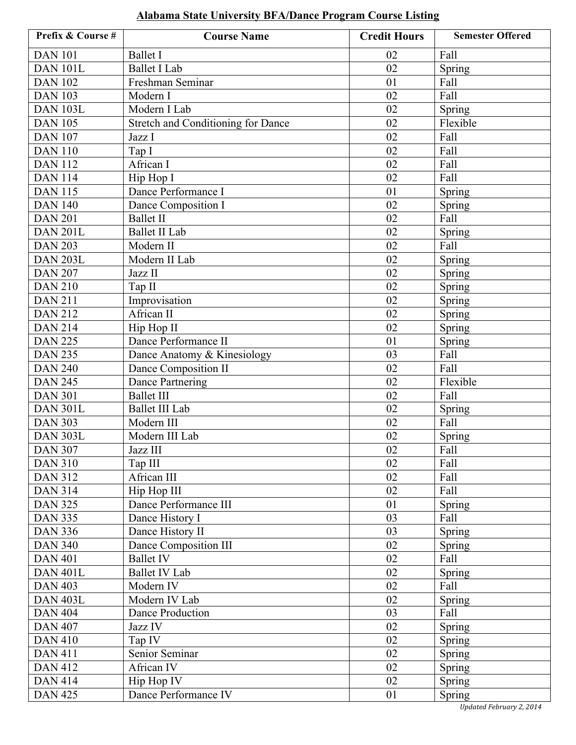# Alabama State University BFA/Dance Program Course Listing

| Prefix & Course # | Course Name | Credit Hours | Semester Offered |
|---|---|---|---|
| DAN 101 | Ballet I | 02 | Fall |
| DAN 101L | Ballet I Lab | 02 | Spring |
| DAN 102 | Freshman Seminar | 01 | Fall |
| DAN 103 | Modern I | 02 | Fall |
| DAN 103L | Modern I Lab | 02 | Spring |
| DAN 105 | Stretch and Conditioning for Dance | 02 | Flexible |
| DAN 107 | Jazz I | 02 | Fall |
| DAN 110 | Tap I | 02 | Fall |
| DAN 112 | African I | 02 | Fall |
| DAN 114 | Hip Hop I | 02 | Fall |
| DAN 115 | Dance Performance I | 01 | Spring |
| DAN 140 | Dance Composition I | 02 | Spring |
| DAN 201 | Ballet II | 02 | Fall |
| DAN 201L | Ballet II Lab | 02 | Spring |
| DAN 203 | Modern II | 02 | Fall |
| DAN 203L | Modern II Lab | 02 | Spring |
| DAN 207 | Jazz II | 02 | Spring |
| DAN 210 | Tap II | 02 | Spring |
| DAN 211 | Improvisation | 02 | Spring |
| DAN 212 | African II | 02 | Spring |
| DAN 214 | Hip Hop II | 02 | Spring |
| DAN 225 | Dance Performance II | 01 | Spring |
| DAN 235 | Dance Anatomy & Kinesiology | 03 | Fall |
| DAN 240 | Dance Composition II | 02 | Fall |
| DAN 245 | Dance Partnering | 02 | Flexible |
| DAN 301 | Ballet III | 02 | Fall |
| DAN 301L | Ballet III Lab | 02 | Spring |
| DAN 303 | Modern III | 02 | Fall |
| DAN 303L | Modern III Lab | 02 | Spring |
| DAN 307 | Jazz III | 02 | Fall |
| DAN 310 | Tap III | 02 | Fall |
| DAN 312 | African III | 02 | Fall |
| DAN 314 | Hip Hop III | 02 | Fall |
| DAN 325 | Dance Performance III | 01 | Spring |
| DAN 335 | Dance History I | 03 | Fall |
| DAN 336 | Dance History II | 03 | Spring |
| DAN 340 | Dance Composition III | 02 | Spring |
| DAN 401 | Ballet IV | 02 | Fall |
| DAN 401L | Ballet IV Lab | 02 | Spring |
| DAN 403 | Modern IV | 02 | Fall |
| DAN 403L | Modern IV Lab | 02 | Spring |
| DAN 404 | Dance Production | 03 | Fall |
| DAN 407 | Jazz IV | 02 | Spring |
| DAN 410 | Tap IV | 02 | Spring |
| DAN 411 | Senior Seminar | 02 | Spring |
| DAN 412 | African IV | 02 | Spring |
| DAN 414 | Hip Hop IV | 02 | Spring |
| DAN 425 | Dance Performance IV | 01 | Spring |

*Updated February 2, 2014*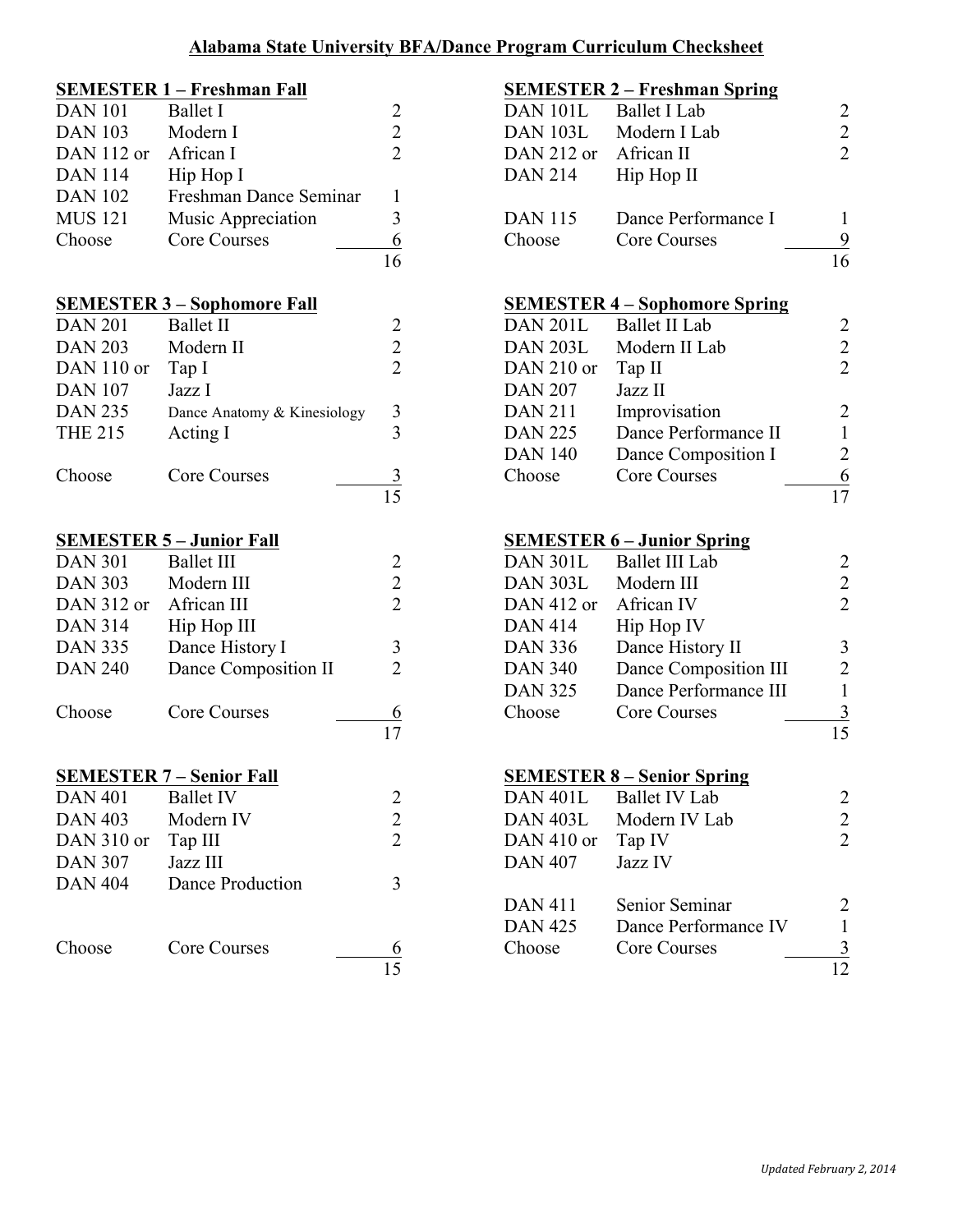# Alabama State University BFA/Dance Program Curriculum Checksheet

## SEMESTER 1 – Freshman Fall

| | | |
|---|---|---|
| DAN 101 | Ballet I | 2 |
| DAN 103 | Modern I | 2 |
| DAN 112 or | African I | 2 |
| DAN 114 | Hip Hop I | |
| DAN 102 | Freshman Dance Seminar | 1 |
| MUS 121 | Music Appreciation | 3 |
| Choose | Core Courses | 6 |
| | | 16 |

## SEMESTER 2 – Freshman Spring

| | | |
|---|---|---|
| DAN 101L | Ballet I Lab | 2 |
| DAN 103L | Modern I Lab | 2 |
| DAN 212 or | African II | 2 |
| DAN 214 | Hip Hop II | |
| DAN 115 | Dance Performance I | 1 |
| Choose | Core Courses | 9 |
| | | 16 |

## SEMESTER 3 – Sophomore Fall

| | | |
|---|---|---|
| DAN 201 | Ballet II | 2 |
| DAN 203 | Modern II | 2 |
| DAN 110 or | Tap I | 2 |
| DAN 107 | Jazz I | |
| DAN 235 | Dance Anatomy & Kinesiology | 3 |
| THE 215 | Acting I | 3 |
| Choose | Core Courses | 3 |
| | | 15 |

## SEMESTER 4 – Sophomore Spring

| | | |
|---|---|---|
| DAN 201L | Ballet II Lab | 2 |
| DAN 203L | Modern II Lab | 2 |
| DAN 210 or | Tap II | 2 |
| DAN 207 | Jazz II | |
| DAN 211 | Improvisation | 2 |
| DAN 225 | Dance Performance II | 1 |
| DAN 140 | Dance Composition I | 2 |
| Choose | Core Courses | 6 |
| | | 17 |

## SEMESTER 5 – Junior Fall

| | | |
|---|---|---|
| DAN 301 | Ballet III | 2 |
| DAN 303 | Modern III | 2 |
| DAN 312 or | African III | 2 |
| DAN 314 | Hip Hop III | |
| DAN 335 | Dance History I | 3 |
| DAN 240 | Dance Composition II | 2 |
| Choose | Core Courses | 6 |
| | | 17 |

## SEMESTER 6 – Junior Spring

| | | |
|---|---|---|
| DAN 301L | Ballet III Lab | 2 |
| DAN 303L | Modern III | 2 |
| DAN 412 or | African IV | 2 |
| DAN 414 | Hip Hop IV | |
| DAN 336 | Dance History II | 3 |
| DAN 340 | Dance Composition III | 2 |
| DAN 325 | Dance Performance III | 1 |
| Choose | Core Courses | 3 |
| | | 15 |

## SEMESTER 7 – Senior Fall

| | | |
|---|---|---|
| DAN 401 | Ballet IV | 2 |
| DAN 403 | Modern IV | 2 |
| DAN 310 or | Tap III | 2 |
| DAN 307 | Jazz III | |
| DAN 404 | Dance Production | 3 |
| Choose | Core Courses | 6 |
| | | 15 |

## SEMESTER 8 – Senior Spring

| | | |
|---|---|---|
| DAN 401L | Ballet IV Lab | 2 |
| DAN 403L | Modern IV Lab | 2 |
| DAN 410 or | Tap IV | 2 |
| DAN 407 | Jazz IV | |
| DAN 411 | Senior Seminar | 2 |
| DAN 425 | Dance Performance IV | 1 |
| Choose | Core Courses | 3 |
| | | 12 |

*Updated February 2, 2014*